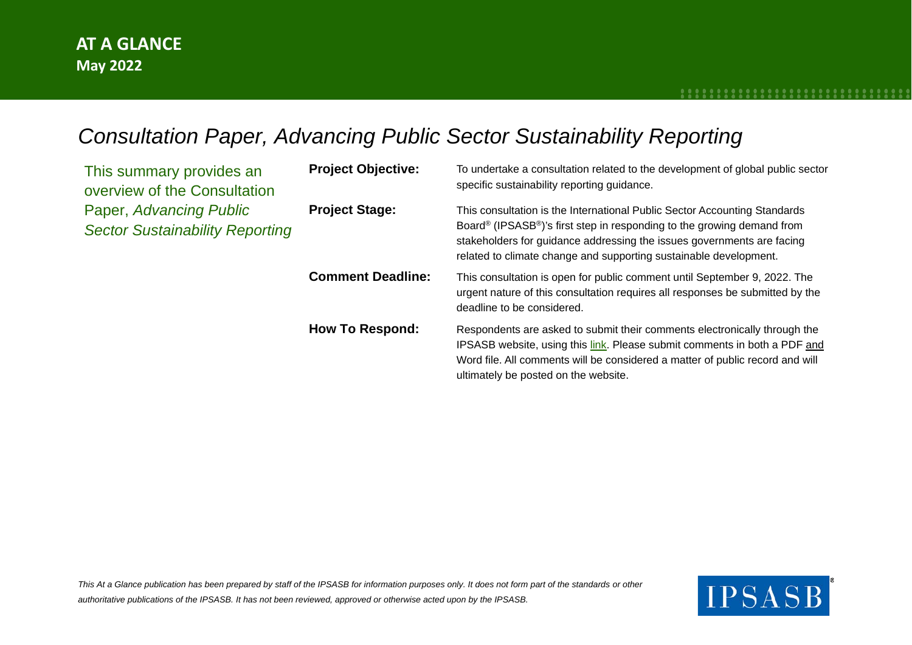**AT A GLANCE**
**May 2022**

# *Consultation Paper, Advancing Public Sector Sustainability Reporting*

This summary provides an overview of the Consultation Paper, *Advancing Public Sector Sustainability Reporting*

**Project Objective:** To undertake a consultation related to the development of global public sector specific sustainability reporting guidance.

**Project Stage:** This consultation is the International Public Sector Accounting Standards Board® (IPSASB®)'s first step in responding to the growing demand from stakeholders for guidance addressing the issues governments are facing related to climate change and supporting sustainable development.

**Comment Deadline:** This consultation is open for public comment until September 9, 2022. The urgent nature of this consultation requires all responses be submitted by the deadline to be considered.

**How To Respond:** Respondents are asked to submit their comments electronically through the IPSASB website, using this link. Please submit comments in both a PDF and Word file. All comments will be considered a matter of public record and will ultimately be posted on the website.

*This At a Glance publication has been prepared by staff of the IPSASB for information purposes only. It does not form part of the standards or other authoritative publications of the IPSASB. It has not been reviewed, approved or otherwise acted upon by the IPSASB.*

IPSASB®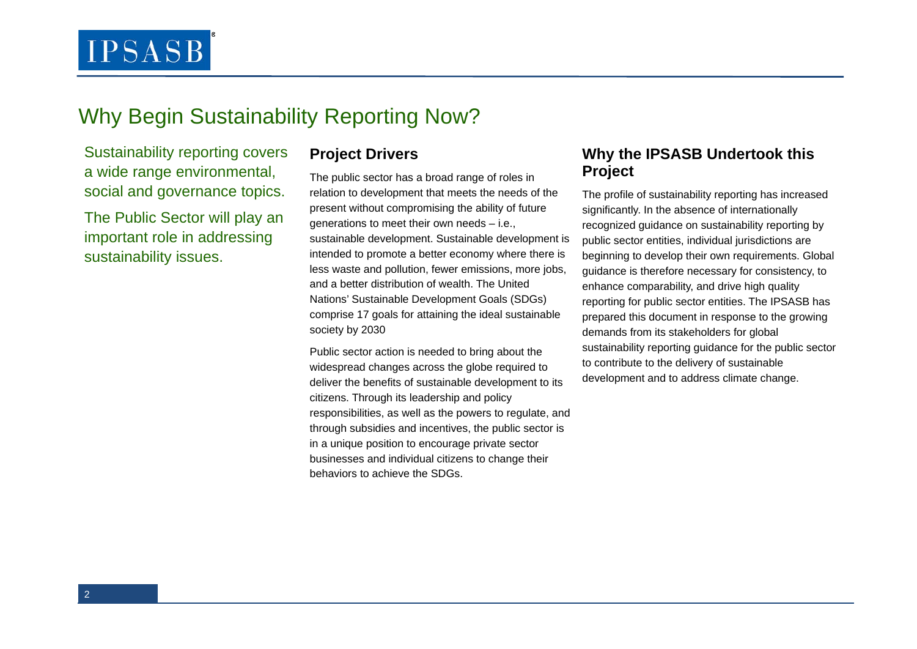# Why Begin Sustainability Reporting Now?

Sustainability reporting covers a wide range environmental, social and governance topics.

The Public Sector will play an important role in addressing sustainability issues.

## Project Drivers

The public sector has a broad range of roles in relation to development that meets the needs of the present without compromising the ability of future generations to meet their own needs – i.e., sustainable development. Sustainable development is intended to promote a better economy where there is less waste and pollution, fewer emissions, more jobs, and a better distribution of wealth. The United Nations' Sustainable Development Goals (SDGs) comprise 17 goals for attaining the ideal sustainable society by 2030

Public sector action is needed to bring about the widespread changes across the globe required to deliver the benefits of sustainable development to its citizens. Through its leadership and policy responsibilities, as well as the powers to regulate, and through subsidies and incentives, the public sector is in a unique position to encourage private sector businesses and individual citizens to change their behaviors to achieve the SDGs.

## Why the IPSASB Undertook this Project

The profile of sustainability reporting has increased significantly. In the absence of internationally recognized guidance on sustainability reporting by public sector entities, individual jurisdictions are beginning to develop their own requirements. Global guidance is therefore necessary for consistency, to enhance comparability, and drive high quality reporting for public sector entities. The IPSASB has prepared this document in response to the growing demands from its stakeholders for global sustainability reporting guidance for the public sector to contribute to the delivery of sustainable development and to address climate change.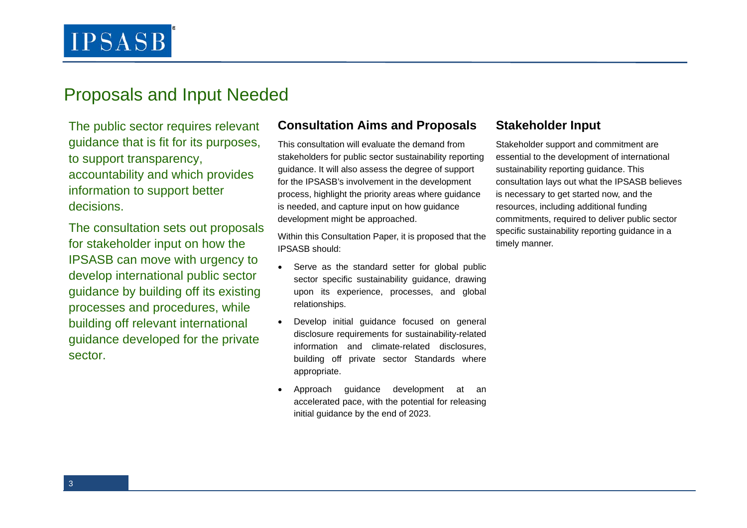# Proposals and Input Needed

The public sector requires relevant guidance that is fit for its purposes, to support transparency, accountability and which provides information to support better decisions.

The consultation sets out proposals for stakeholder input on how the IPSASB can move with urgency to develop international public sector guidance by building off its existing processes and procedures, while building off relevant international guidance developed for the private sector.

## Consultation Aims and Proposals

This consultation will evaluate the demand from stakeholders for public sector sustainability reporting guidance. It will also assess the degree of support for the IPSASB's involvement in the development process, highlight the priority areas where guidance is needed, and capture input on how guidance development might be approached.

Within this Consultation Paper, it is proposed that the IPSASB should:

- Serve as the standard setter for global public sector specific sustainability guidance, drawing upon its experience, processes, and global relationships.
- Develop initial guidance focused on general disclosure requirements for sustainability-related information and climate-related disclosures, building off private sector Standards where appropriate.
- Approach guidance development at an accelerated pace, with the potential for releasing initial guidance by the end of 2023.

## Stakeholder Input

Stakeholder support and commitment are essential to the development of international sustainability reporting guidance. This consultation lays out what the IPSASB believes is necessary to get started now, and the resources, including additional funding commitments, required to deliver public sector specific sustainability reporting guidance in a timely manner.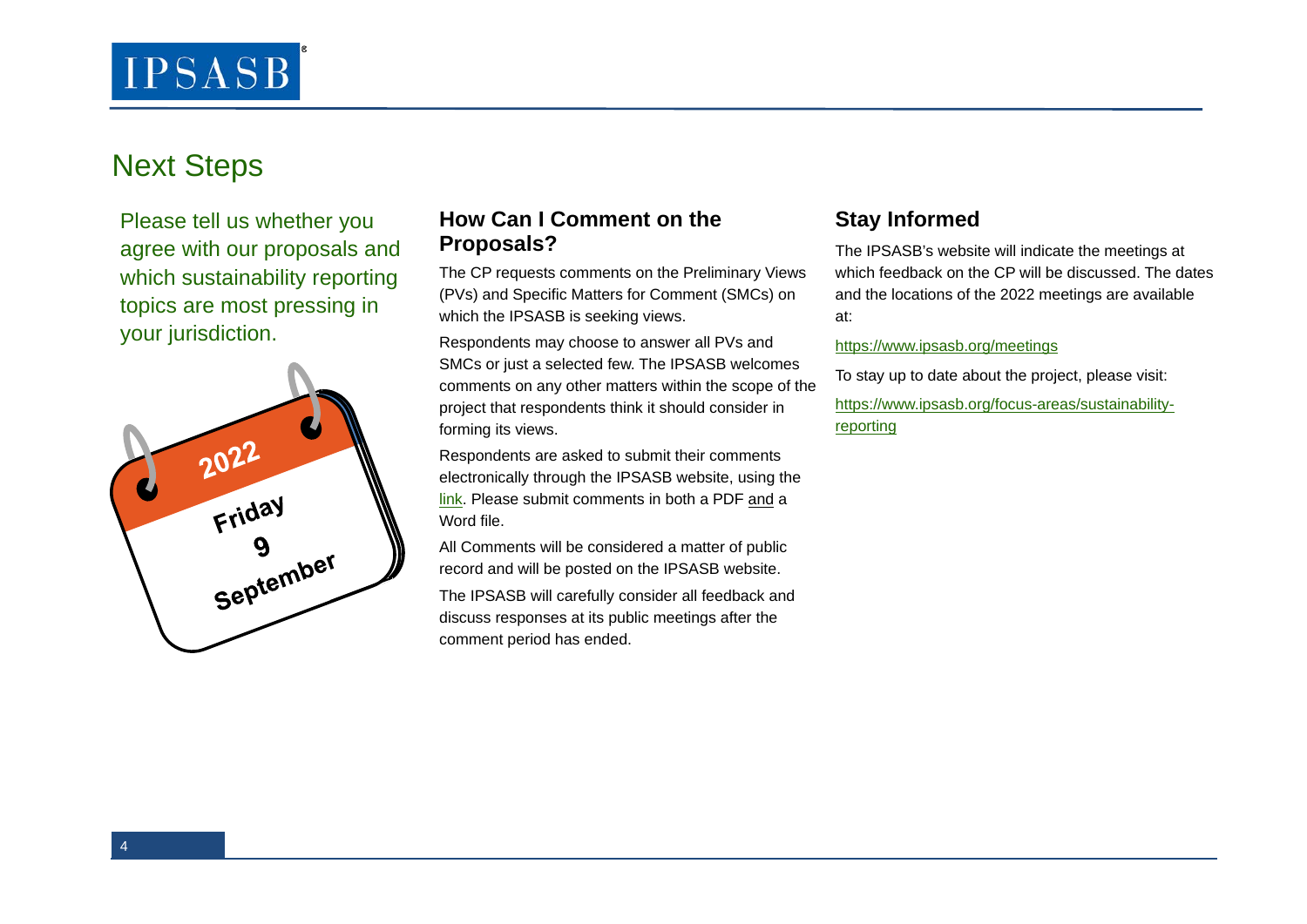# Next Steps

Please tell us whether you agree with our proposals and which sustainability reporting topics are most pressing in your jurisdiction.

2022
Friday
9
September

## How Can I Comment on the Proposals?

The CP requests comments on the Preliminary Views (PVs) and Specific Matters for Comment (SMCs) on which the IPSASB is seeking views.

Respondents may choose to answer all PVs and SMCs or just a selected few. The IPSASB welcomes comments on any other matters within the scope of the project that respondents think it should consider in forming its views.

Respondents are asked to submit their comments electronically through the IPSASB website, using the link. Please submit comments in both a PDF and a Word file.

All Comments will be considered a matter of public record and will be posted on the IPSASB website.

The IPSASB will carefully consider all feedback and discuss responses at its public meetings after the comment period has ended.

## Stay Informed

The IPSASB's website will indicate the meetings at which feedback on the CP will be discussed. The dates and the locations of the 2022 meetings are available at:

https://www.ipsasb.org/meetings

To stay up to date about the project, please visit:

https://www.ipsasb.org/focus-areas/sustainability-reporting